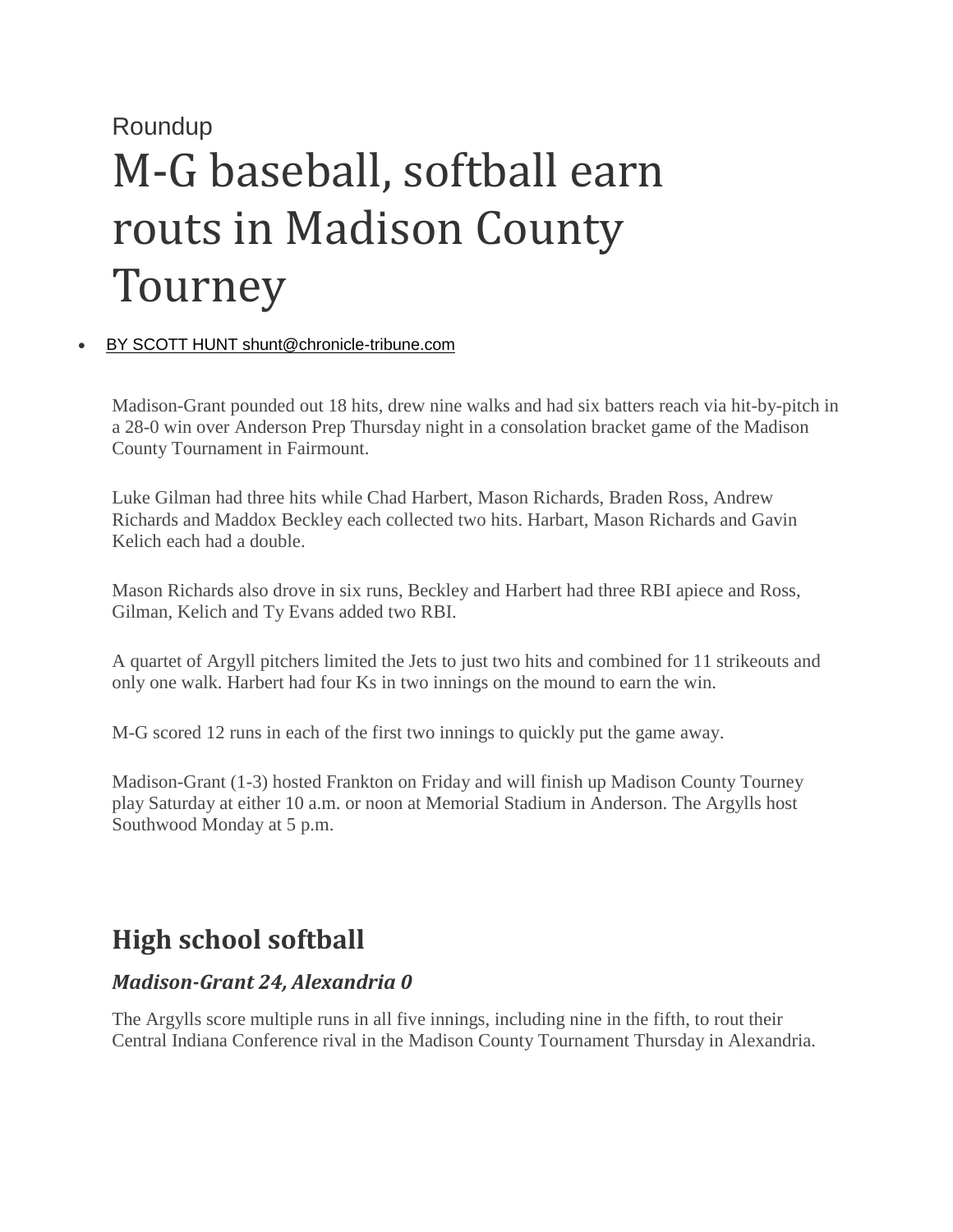Roundup

# M-G baseball, softball earn routs in Madison County Tourney

- BY SCOTT HUNT shunt@chronicle-tribune.com

Madison-Grant pounded out 18 hits, drew nine walks and had six batters reach via hit-by-pitch in a 28-0 win over Anderson Prep Thursday night in a consolation bracket game of the Madison County Tournament in Fairmount.

Luke Gilman had three hits while Chad Harbert, Mason Richards, Braden Ross, Andrew Richards and Maddox Beckley each collected two hits. Harbart, Mason Richards and Gavin Kelich each had a double.

Mason Richards also drove in six runs, Beckley and Harbert had three RBI apiece and Ross, Gilman, Kelich and Ty Evans added two RBI.

A quartet of Argyll pitchers limited the Jets to just two hits and combined for 11 strikeouts and only one walk. Harbert had four Ks in two innings on the mound to earn the win.

M-G scored 12 runs in each of the first two innings to quickly put the game away.

Madison-Grant (1-3) hosted Frankton on Friday and will finish up Madison County Tourney play Saturday at either 10 a.m. or noon at Memorial Stadium in Anderson. The Argylls host Southwood Monday at 5 p.m.

## High school softball

### *Madison-Grant 24, Alexandria 0*

The Argylls score multiple runs in all five innings, including nine in the fifth, to rout their Central Indiana Conference rival in the Madison County Tournament Thursday in Alexandria.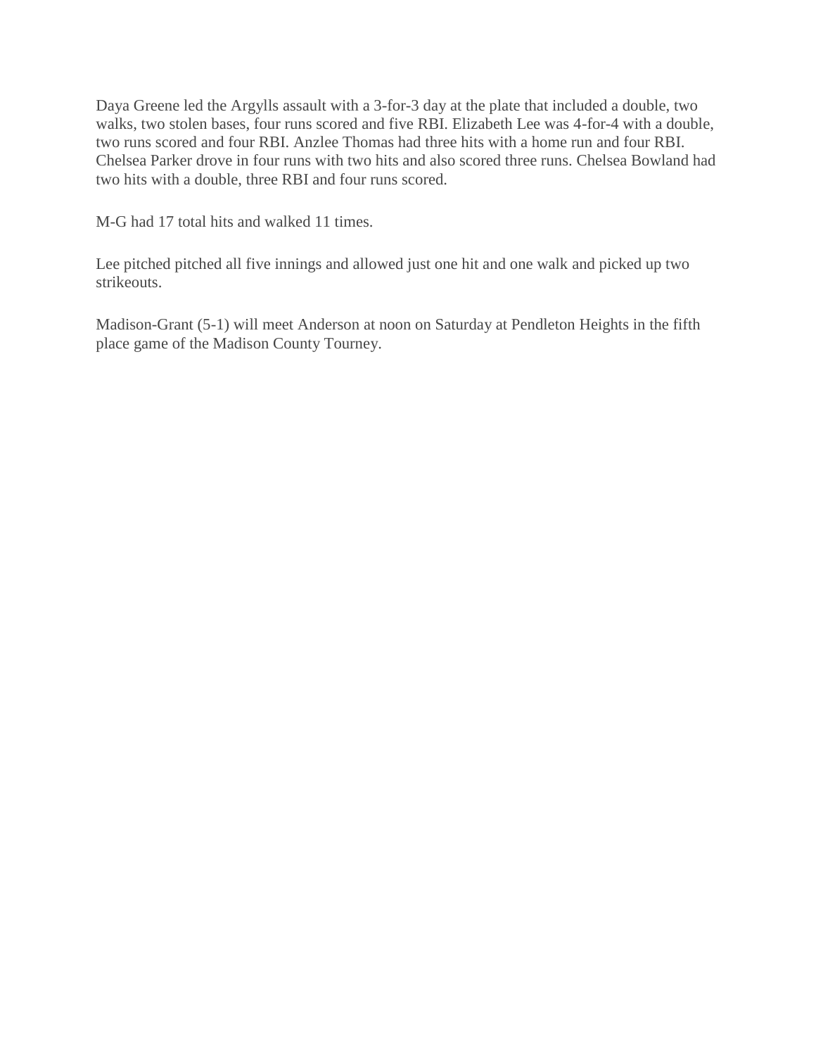Daya Greene led the Argylls assault with a 3-for-3 day at the plate that included a double, two walks, two stolen bases, four runs scored and five RBI. Elizabeth Lee was 4-for-4 with a double, two runs scored and four RBI. Anzlee Thomas had three hits with a home run and four RBI. Chelsea Parker drove in four runs with two hits and also scored three runs. Chelsea Bowland had two hits with a double, three RBI and four runs scored.

M-G had 17 total hits and walked 11 times.

Lee pitched pitched all five innings and allowed just one hit and one walk and picked up two strikeouts.

Madison-Grant (5-1) will meet Anderson at noon on Saturday at Pendleton Heights in the fifth place game of the Madison County Tourney.